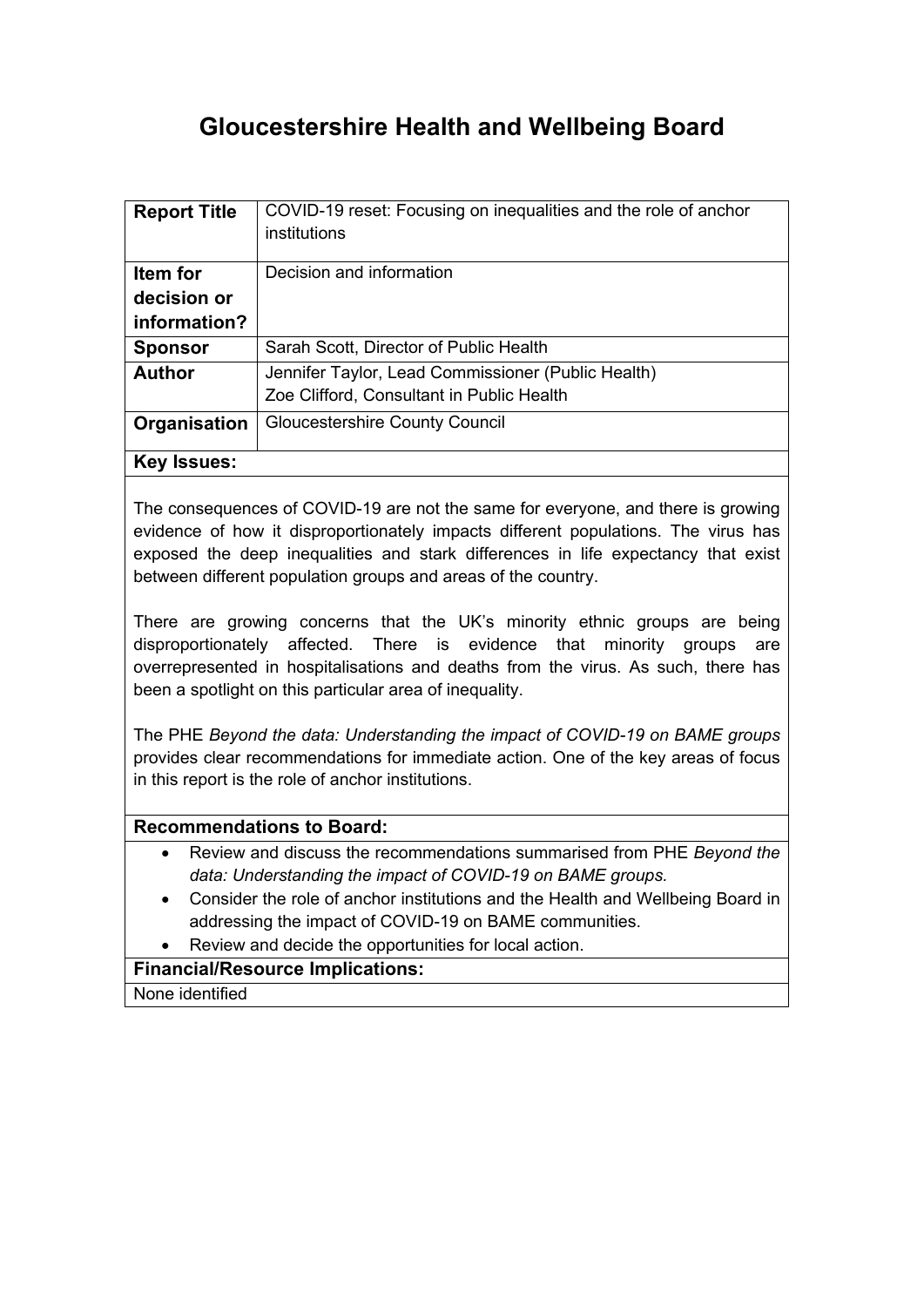# Gloucestershire Health and Wellbeing Board

| **Report Title** | COVID-19 reset: Focusing on inequalities and the role of anchor institutions |
|---|---|
| **Item for decision or information?** | Decision and information |
| **Sponsor** | Sarah Scott, Director of Public Health |
| **Author** | Jennifer Taylor, Lead Commissioner (Public Health)<br>Zoe Clifford, Consultant in Public Health |
| **Organisation** | Gloucestershire County Council |

**Key Issues:**

The consequences of COVID-19 are not the same for everyone, and there is growing evidence of how it disproportionately impacts different populations. The virus has exposed the deep inequalities and stark differences in life expectancy that exist between different population groups and areas of the country.

There are growing concerns that the UK's minority ethnic groups are being disproportionately affected. There is evidence that minority groups are overrepresented in hospitalisations and deaths from the virus. As such, there has been a spotlight on this particular area of inequality.

The PHE *Beyond the data: Understanding the impact of COVID-19 on BAME groups* provides clear recommendations for immediate action. One of the key areas of focus in this report is the role of anchor institutions.

**Recommendations to Board:**

- Review and discuss the recommendations summarised from PHE *Beyond the data: Understanding the impact of COVID-19 on BAME groups.*
- Consider the role of anchor institutions and the Health and Wellbeing Board in addressing the impact of COVID-19 on BAME communities.
- Review and decide the opportunities for local action.

**Financial/Resource Implications:**

None identified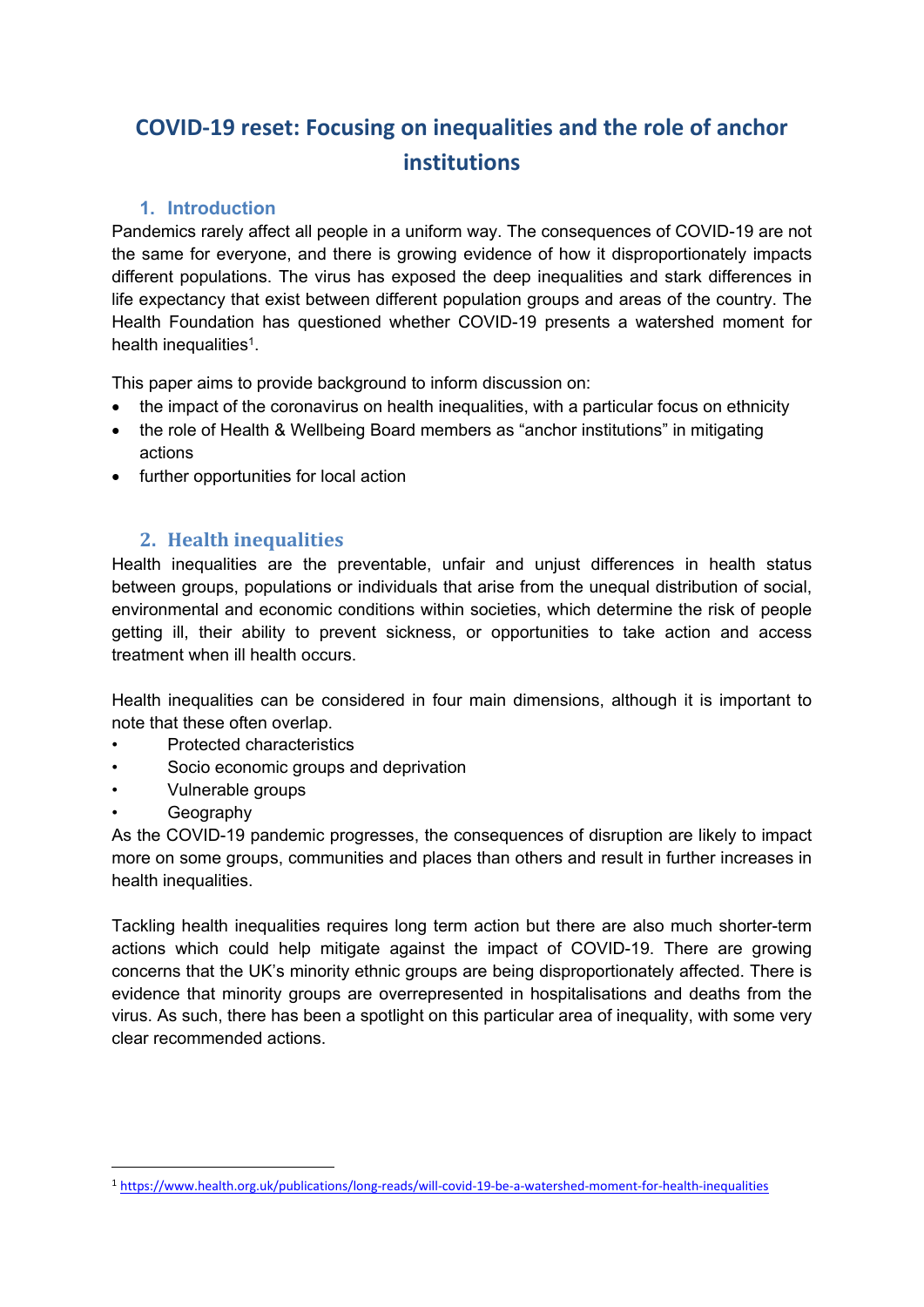# COVID-19 reset: Focusing on inequalities and the role of anchor institutions

## 1. Introduction

Pandemics rarely affect all people in a uniform way. The consequences of COVID-19 are not the same for everyone, and there is growing evidence of how it disproportionately impacts different populations. The virus has exposed the deep inequalities and stark differences in life expectancy that exist between different population groups and areas of the country. The Health Foundation has questioned whether COVID-19 presents a watershed moment for health inequalities[1].

This paper aims to provide background to inform discussion on:

- the impact of the coronavirus on health inequalities, with a particular focus on ethnicity
- the role of Health & Wellbeing Board members as "anchor institutions" in mitigating actions
- further opportunities for local action

## 2. Health inequalities

Health inequalities are the preventable, unfair and unjust differences in health status between groups, populations or individuals that arise from the unequal distribution of social, environmental and economic conditions within societies, which determine the risk of people getting ill, their ability to prevent sickness, or opportunities to take action and access treatment when ill health occurs.

Health inequalities can be considered in four main dimensions, although it is important to note that these often overlap.

- Protected characteristics
- Socio economic groups and deprivation
- Vulnerable groups
- Geography

As the COVID-19 pandemic progresses, the consequences of disruption are likely to impact more on some groups, communities and places than others and result in further increases in health inequalities.

Tackling health inequalities requires long term action but there are also much shorter-term actions which could help mitigate against the impact of COVID-19. There are growing concerns that the UK's minority ethnic groups are being disproportionately affected. There is evidence that minority groups are overrepresented in hospitalisations and deaths from the virus. As such, there has been a spotlight on this particular area of inequality, with some very clear recommended actions.

---

[1] https://www.health.org.uk/publications/long-reads/will-covid-19-be-a-watershed-moment-for-health-inequalities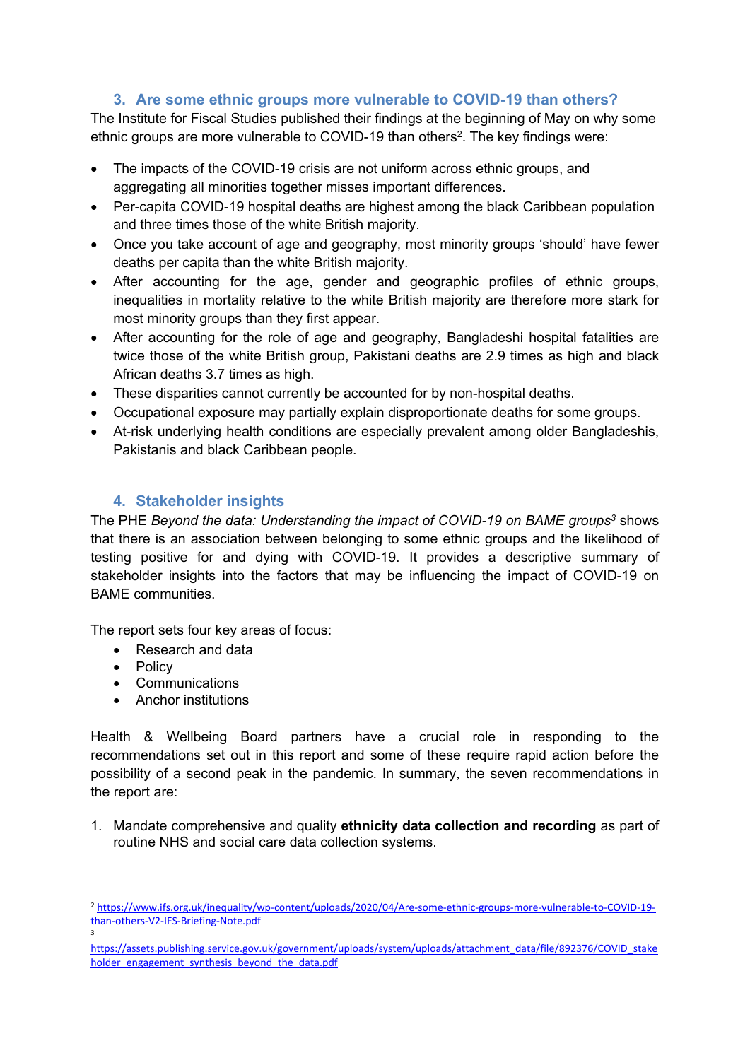## 3. Are some ethnic groups more vulnerable to COVID-19 than others?

The Institute for Fiscal Studies published their findings at the beginning of May on why some ethnic groups are more vulnerable to COVID-19 than others[2]. The key findings were:

- The impacts of the COVID-19 crisis are not uniform across ethnic groups, and aggregating all minorities together misses important differences.
- Per-capita COVID-19 hospital deaths are highest among the black Caribbean population and three times those of the white British majority.
- Once you take account of age and geography, most minority groups 'should' have fewer deaths per capita than the white British majority.
- After accounting for the age, gender and geographic profiles of ethnic groups, inequalities in mortality relative to the white British majority are therefore more stark for most minority groups than they first appear.
- After accounting for the role of age and geography, Bangladeshi hospital fatalities are twice those of the white British group, Pakistani deaths are 2.9 times as high and black African deaths 3.7 times as high.
- These disparities cannot currently be accounted for by non-hospital deaths.
- Occupational exposure may partially explain disproportionate deaths for some groups.
- At-risk underlying health conditions are especially prevalent among older Bangladeshis, Pakistanis and black Caribbean people.

## 4. Stakeholder insights

The PHE *Beyond the data: Understanding the impact of COVID-19 on BAME groups*[3] shows that there is an association between belonging to some ethnic groups and the likelihood of testing positive for and dying with COVID-19. It provides a descriptive summary of stakeholder insights into the factors that may be influencing the impact of COVID-19 on BAME communities.

The report sets four key areas of focus:

- Research and data
- Policy
- Communications
- Anchor institutions

Health & Wellbeing Board partners have a crucial role in responding to the recommendations set out in this report and some of these require rapid action before the possibility of a second peak in the pandemic. In summary, the seven recommendations in the report are:

1. Mandate comprehensive and quality **ethnicity data collection and recording** as part of routine NHS and social care data collection systems.

---

[2] https://www.ifs.org.uk/inequality/wp-content/uploads/2020/04/Are-some-ethnic-groups-more-vulnerable-to-COVID-19-than-others-V2-IFS-Briefing-Note.pdf

[3] https://assets.publishing.service.gov.uk/government/uploads/system/uploads/attachment_data/file/892376/COVID_stakeholder_engagement_synthesis_beyond_the_data.pdf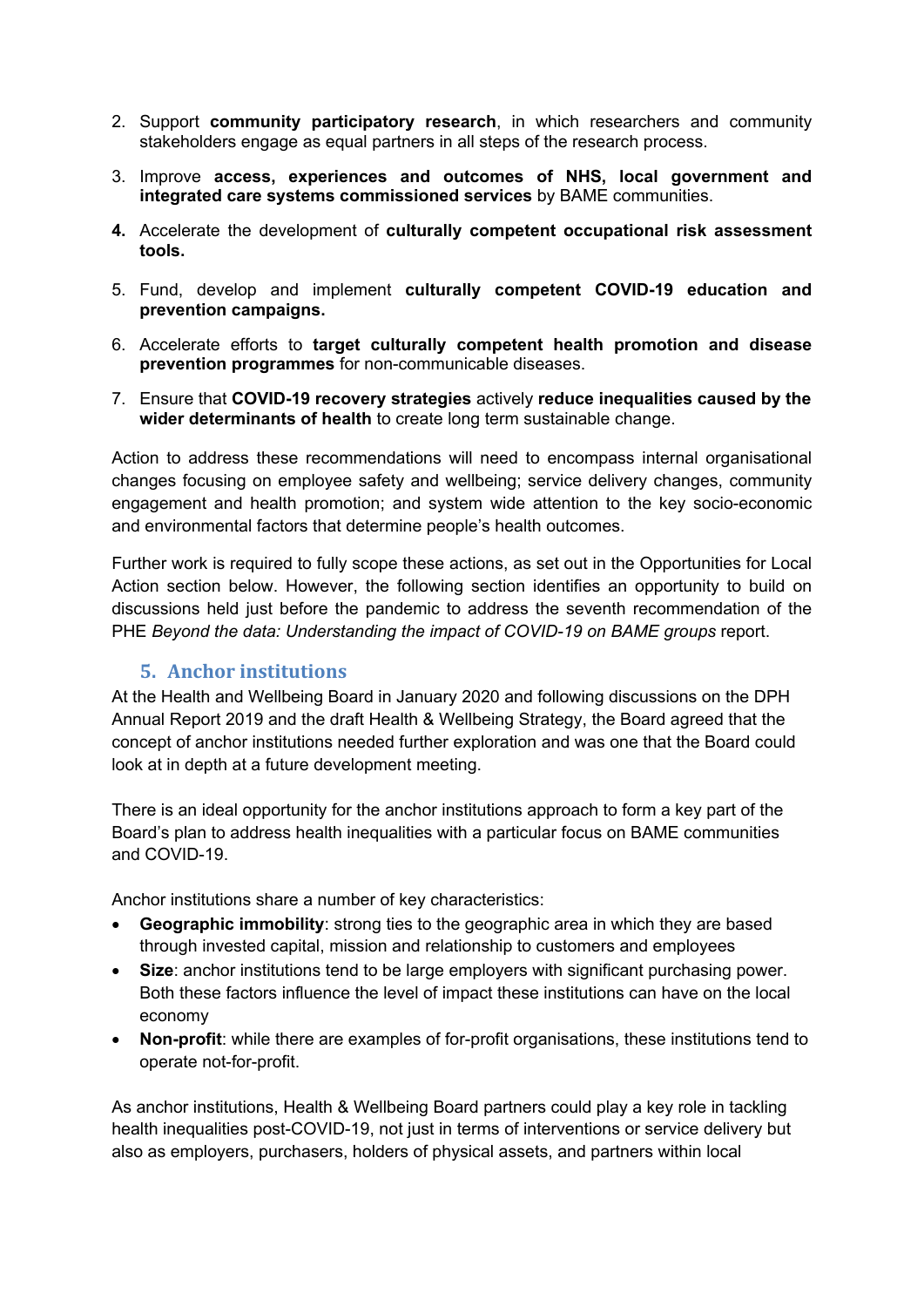2. Support **community participatory research**, in which researchers and community stakeholders engage as equal partners in all steps of the research process.

3. Improve **access, experiences and outcomes of NHS, local government and integrated care systems commissioned services** by BAME communities.

4. Accelerate the development of **culturally competent occupational risk assessment tools.**

5. Fund, develop and implement **culturally competent COVID-19 education and prevention campaigns.**

6. Accelerate efforts to **target culturally competent health promotion and disease prevention programmes** for non-communicable diseases.

7. Ensure that **COVID-19 recovery strategies** actively **reduce inequalities caused by the wider determinants of health** to create long term sustainable change.

Action to address these recommendations will need to encompass internal organisational changes focusing on employee safety and wellbeing; service delivery changes, community engagement and health promotion; and system wide attention to the key socio-economic and environmental factors that determine people's health outcomes.

Further work is required to fully scope these actions, as set out in the Opportunities for Local Action section below. However, the following section identifies an opportunity to build on discussions held just before the pandemic to address the seventh recommendation of the PHE *Beyond the data: Understanding the impact of COVID-19 on BAME groups* report.

## 5. Anchor institutions

At the Health and Wellbeing Board in January 2020 and following discussions on the DPH Annual Report 2019 and the draft Health & Wellbeing Strategy, the Board agreed that the concept of anchor institutions needed further exploration and was one that the Board could look at in depth at a future development meeting.

There is an ideal opportunity for the anchor institutions approach to form a key part of the Board's plan to address health inequalities with a particular focus on BAME communities and COVID-19.

Anchor institutions share a number of key characteristics:

- **Geographic immobility**: strong ties to the geographic area in which they are based through invested capital, mission and relationship to customers and employees
- **Size**: anchor institutions tend to be large employers with significant purchasing power. Both these factors influence the level of impact these institutions can have on the local economy
- **Non-profit**: while there are examples of for-profit organisations, these institutions tend to operate not-for-profit.

As anchor institutions, Health & Wellbeing Board partners could play a key role in tackling health inequalities post-COVID-19, not just in terms of interventions or service delivery but also as employers, purchasers, holders of physical assets, and partners within local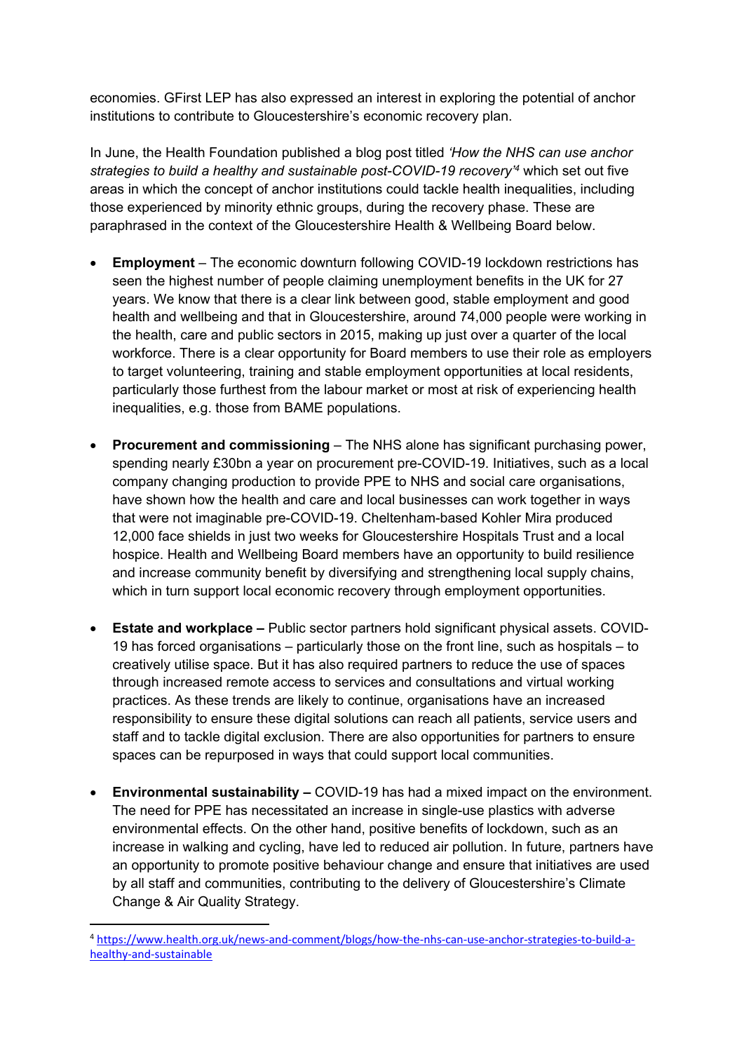economies. GFirst LEP has also expressed an interest in exploring the potential of anchor institutions to contribute to Gloucestershire's economic recovery plan.

In June, the Health Foundation published a blog post titled *'How the NHS can use anchor strategies to build a healthy and sustainable post-COVID-19 recovery'*[4] which set out five areas in which the concept of anchor institutions could tackle health inequalities, including those experienced by minority ethnic groups, during the recovery phase. These are paraphrased in the context of the Gloucestershire Health & Wellbeing Board below.

- **Employment** – The economic downturn following COVID-19 lockdown restrictions has seen the highest number of people claiming unemployment benefits in the UK for 27 years. We know that there is a clear link between good, stable employment and good health and wellbeing and that in Gloucestershire, around 74,000 people were working in the health, care and public sectors in 2015, making up just over a quarter of the local workforce. There is a clear opportunity for Board members to use their role as employers to target volunteering, training and stable employment opportunities at local residents, particularly those furthest from the labour market or most at risk of experiencing health inequalities, e.g. those from BAME populations.

- **Procurement and commissioning** – The NHS alone has significant purchasing power, spending nearly £30bn a year on procurement pre-COVID-19. Initiatives, such as a local company changing production to provide PPE to NHS and social care organisations, have shown how the health and care and local businesses can work together in ways that were not imaginable pre-COVID-19. Cheltenham-based Kohler Mira produced 12,000 face shields in just two weeks for Gloucestershire Hospitals Trust and a local hospice. Health and Wellbeing Board members have an opportunity to build resilience and increase community benefit by diversifying and strengthening local supply chains, which in turn support local economic recovery through employment opportunities.

- **Estate and workplace –** Public sector partners hold significant physical assets. COVID-19 has forced organisations – particularly those on the front line, such as hospitals – to creatively utilise space. But it has also required partners to reduce the use of spaces through increased remote access to services and consultations and virtual working practices. As these trends are likely to continue, organisations have an increased responsibility to ensure these digital solutions can reach all patients, service users and staff and to tackle digital exclusion. There are also opportunities for partners to ensure spaces can be repurposed in ways that could support local communities.

- **Environmental sustainability –** COVID-19 has had a mixed impact on the environment. The need for PPE has necessitated an increase in single-use plastics with adverse environmental effects. On the other hand, positive benefits of lockdown, such as an increase in walking and cycling, have led to reduced air pollution. In future, partners have an opportunity to promote positive behaviour change and ensure that initiatives are used by all staff and communities, contributing to the delivery of Gloucestershire's Climate Change & Air Quality Strategy.

---

[4] https://www.health.org.uk/news-and-comment/blogs/how-the-nhs-can-use-anchor-strategies-to-build-a-healthy-and-sustainable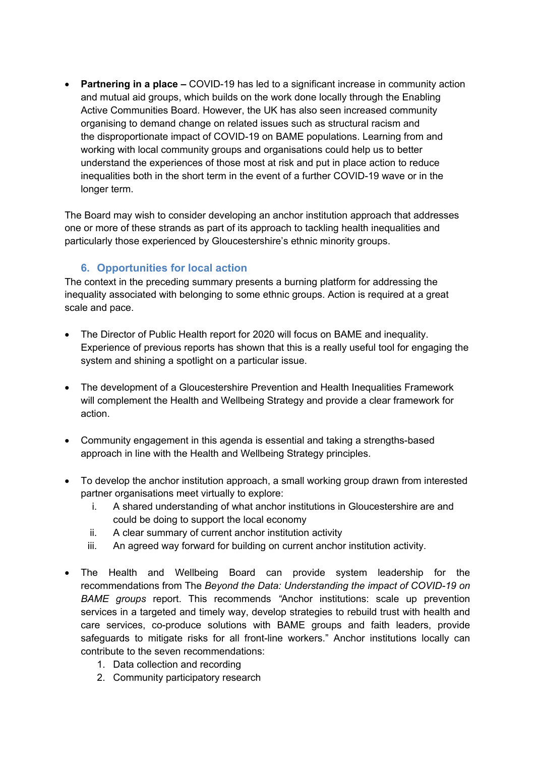- **Partnering in a place –** COVID-19 has led to a significant increase in community action and mutual aid groups, which builds on the work done locally through the Enabling Active Communities Board. However, the UK has also seen increased community organising to demand change on related issues such as structural racism and the disproportionate impact of COVID-19 on BAME populations. Learning from and working with local community groups and organisations could help us to better understand the experiences of those most at risk and put in place action to reduce inequalities both in the short term in the event of a further COVID-19 wave or in the longer term.

The Board may wish to consider developing an anchor institution approach that addresses one or more of these strands as part of its approach to tackling health inequalities and particularly those experienced by Gloucestershire's ethnic minority groups.

## 6. Opportunities for local action

The context in the preceding summary presents a burning platform for addressing the inequality associated with belonging to some ethnic groups. Action is required at a great scale and pace.

- The Director of Public Health report for 2020 will focus on BAME and inequality. Experience of previous reports has shown that this is a really useful tool for engaging the system and shining a spotlight on a particular issue.

- The development of a Gloucestershire Prevention and Health Inequalities Framework will complement the Health and Wellbeing Strategy and provide a clear framework for action.

- Community engagement in this agenda is essential and taking a strengths-based approach in line with the Health and Wellbeing Strategy principles.

- To develop the anchor institution approach, a small working group drawn from interested partner organisations meet virtually to explore:
  i. A shared understanding of what anchor institutions in Gloucestershire are and could be doing to support the local economy
  ii. A clear summary of current anchor institution activity
  iii. An agreed way forward for building on current anchor institution activity.

- The Health and Wellbeing Board can provide system leadership for the recommendations from The *Beyond the Data: Understanding the impact of COVID-19 on BAME groups* report. This recommends "Anchor institutions: scale up prevention services in a targeted and timely way, develop strategies to rebuild trust with health and care services, co-produce solutions with BAME groups and faith leaders, provide safeguards to mitigate risks for all front-line workers." Anchor institutions locally can contribute to the seven recommendations:
  1. Data collection and recording
  2. Community participatory research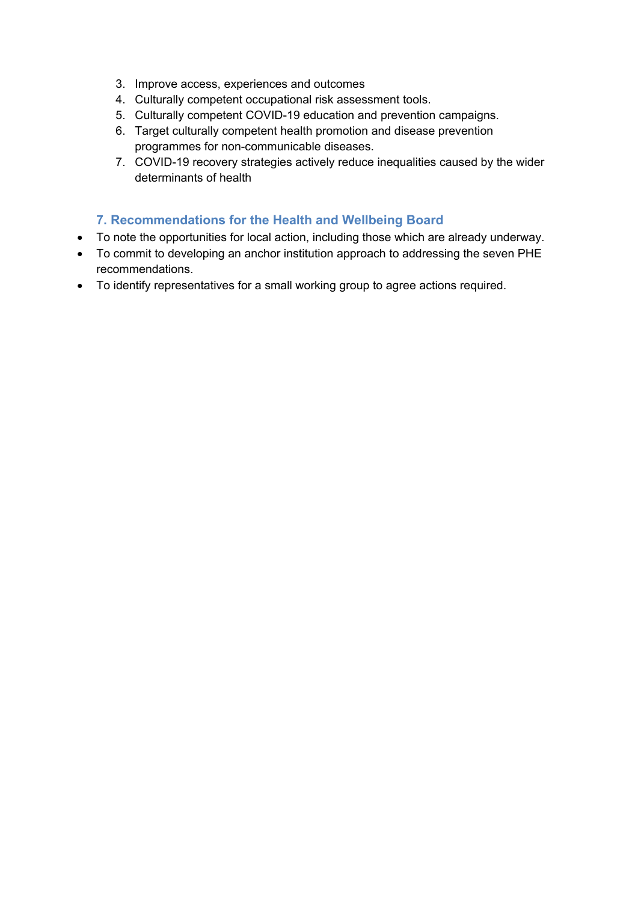3. Improve access, experiences and outcomes
4. Culturally competent occupational risk assessment tools.
5. Culturally competent COVID-19 education and prevention campaigns.
6. Target culturally competent health promotion and disease prevention programmes for non-communicable diseases.
7. COVID-19 recovery strategies actively reduce inequalities caused by the wider determinants of health

## 7. Recommendations for the Health and Wellbeing Board

- To note the opportunities for local action, including those which are already underway.
- To commit to developing an anchor institution approach to addressing the seven PHE recommendations.
- To identify representatives for a small working group to agree actions required.